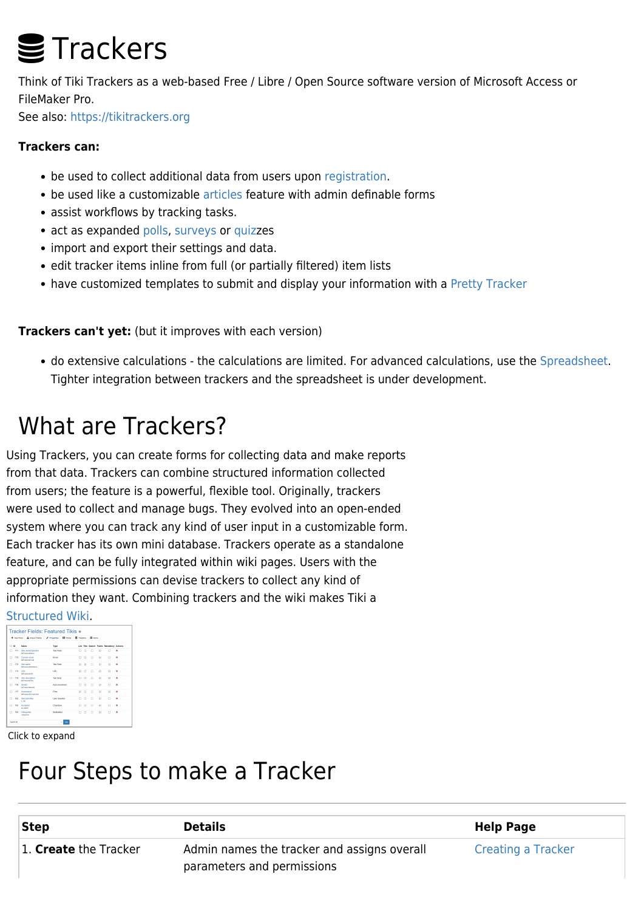# Trackers

Think of Tiki Trackers as a web-based Free / Libre / Open Source software version of Microsoft Access or FileMaker Pro.
See also: https://tikitrackers.org

**Trackers can:**

- be used to collect additional data from users upon registration.
- be used like a customizable articles feature with admin definable forms
- assist workflows by tracking tasks.
- act as expanded polls, surveys or quizzes
- import and export their settings and data.
- edit tracker items inline from full (or partially filtered) item lists
- have customized templates to submit and display your information with a Pretty Tracker

**Trackers can't yet:** (but it improves with each version)

- do extensive calculations - the calculations are limited. For advanced calculations, use the Spreadsheet. Tighter integration between trackers and the spreadsheet is under development.

# What are Trackers?

Using Trackers, you can create forms for collecting data and make reports from that data. Trackers can combine structured information collected from users; the feature is a powerful, flexible tool. Originally, trackers were used to collect and manage bugs. They evolved into an open-ended system where you can track any kind of user input in a customizable form. Each tracker has its own mini database. Trackers operate as a standalone feature, and can be fully integrated within wiki pages. Users with the appropriate permissions can devise trackers to collect any kind of information they want. Combining trackers and the wiki makes Tiki a Structured Wiki.

Click to expand

# Four Steps to make a Tracker

| Step | Details | Help Page |
|---|---|---|
| 1. **Create** the Tracker | Admin names the tracker and assigns overall parameters and permissions | Creating a Tracker |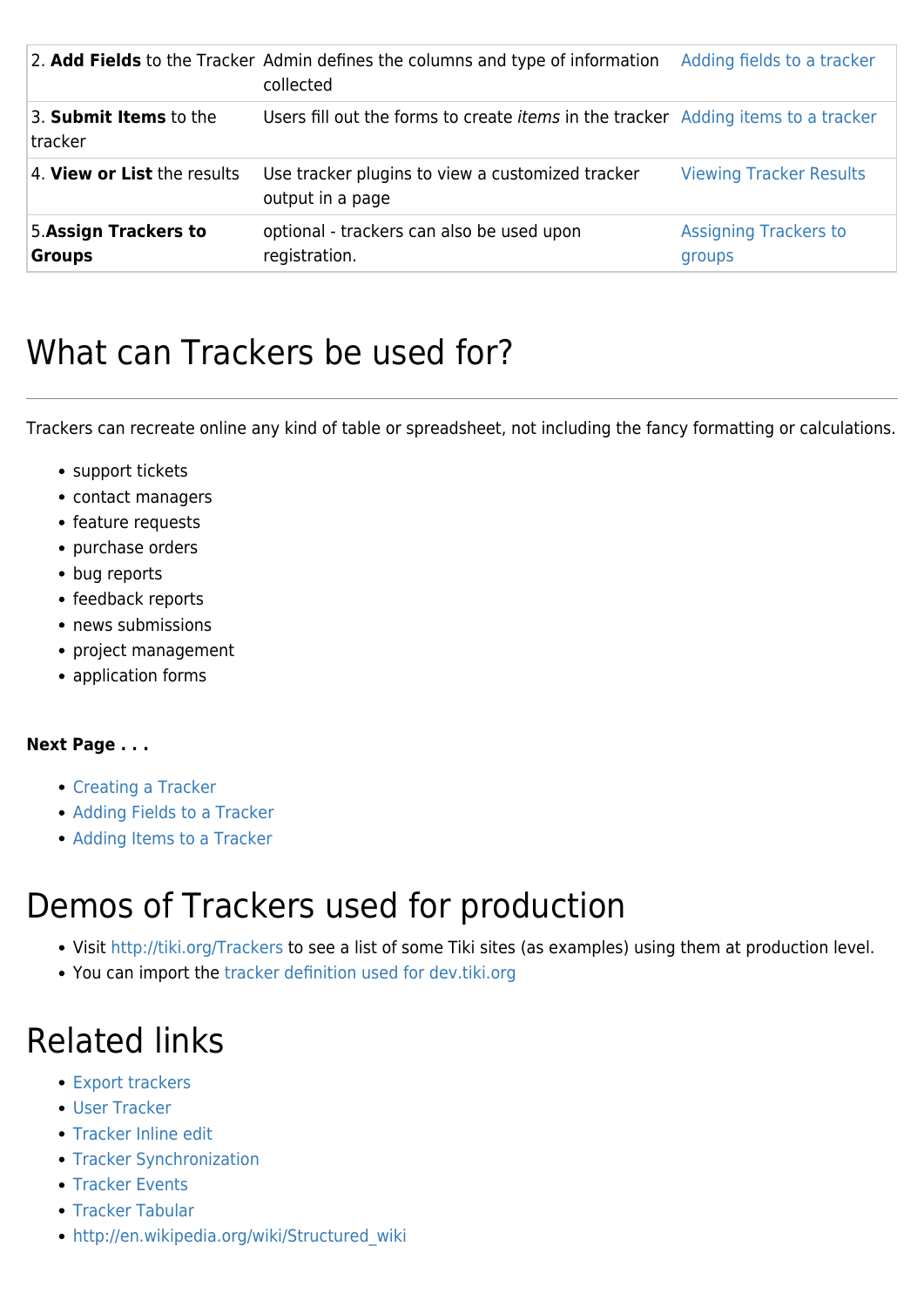| | | |
|---|---|---|
| 2. **Add Fields** to the Tracker | Admin defines the columns and type of information collected | Adding fields to a tracker |
| 3. **Submit Items** to the tracker | Users fill out the forms to create *items* in the tracker | Adding items to a tracker |
| 4. **View or List** the results | Use tracker plugins to view a customized tracker output in a page | Viewing Tracker Results |
| 5.**Assign Trackers to Groups** | optional - trackers can also be used upon registration. | Assigning Trackers to groups |

# What can Trackers be used for?

Trackers can recreate online any kind of table or spreadsheet, not including the fancy formatting or calculations.

- support tickets
- contact managers
- feature requests
- purchase orders
- bug reports
- feedback reports
- news submissions
- project management
- application forms

**Next Page . . .**

- Creating a Tracker
- Adding Fields to a Tracker
- Adding Items to a Tracker

# Demos of Trackers used for production

- Visit http://tiki.org/Trackers to see a list of some Tiki sites (as examples) using them at production level.
- You can import the tracker definition used for dev.tiki.org

# Related links

- Export trackers
- User Tracker
- Tracker Inline edit
- Tracker Synchronization
- Tracker Events
- Tracker Tabular
- http://en.wikipedia.org/wiki/Structured_wiki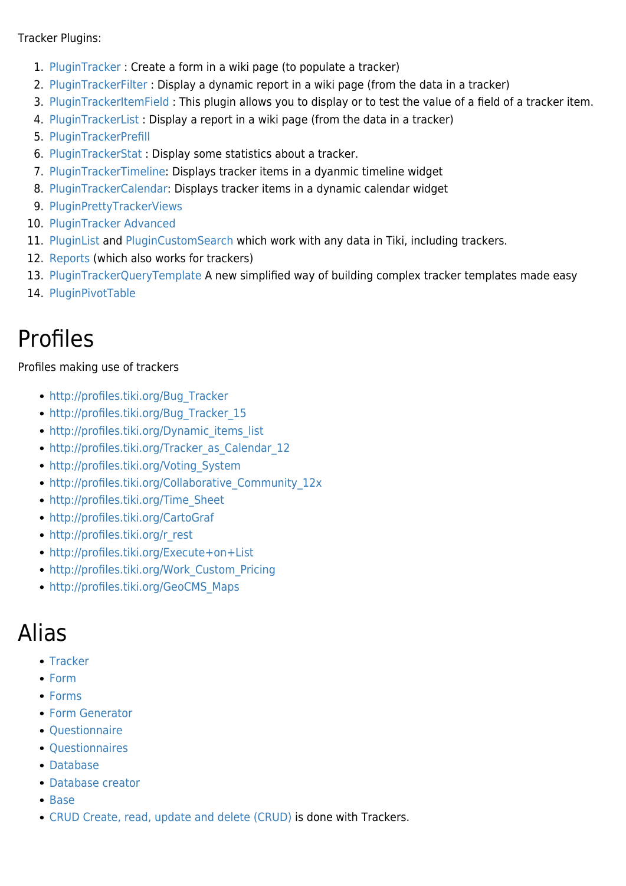Tracker Plugins:

1. PluginTracker : Create a form in a wiki page (to populate a tracker)
2. PluginTrackerFilter : Display a dynamic report in a wiki page (from the data in a tracker)
3. PluginTrackerItemField : This plugin allows you to display or to test the value of a field of a tracker item.
4. PluginTrackerList : Display a report in a wiki page (from the data in a tracker)
5. PluginTrackerPrefill
6. PluginTrackerStat : Display some statistics about a tracker.
7. PluginTrackerTimeline: Displays tracker items in a dyanmic timeline widget
8. PluginTrackerCalendar: Displays tracker items in a dynamic calendar widget
9. PluginPrettyTrackerViews
10. PluginTracker Advanced
11. PluginList and PluginCustomSearch which work with any data in Tiki, including trackers.
12. Reports (which also works for trackers)
13. PluginTrackerQueryTemplate A new simplified way of building complex tracker templates made easy
14. PluginPivotTable

# Profiles

Profiles making use of trackers

- http://profiles.tiki.org/Bug_Tracker
- http://profiles.tiki.org/Bug_Tracker_15
- http://profiles.tiki.org/Dynamic_items_list
- http://profiles.tiki.org/Tracker_as_Calendar_12
- http://profiles.tiki.org/Voting_System
- http://profiles.tiki.org/Collaborative_Community_12x
- http://profiles.tiki.org/Time_Sheet
- http://profiles.tiki.org/CartoGraf
- http://profiles.tiki.org/r_rest
- http://profiles.tiki.org/Execute+on+List
- http://profiles.tiki.org/Work_Custom_Pricing
- http://profiles.tiki.org/GeoCMS_Maps

# Alias

- Tracker
- Form
- Forms
- Form Generator
- Questionnaire
- Questionnaires
- Database
- Database creator
- Base
- CRUD Create, read, update and delete (CRUD) is done with Trackers.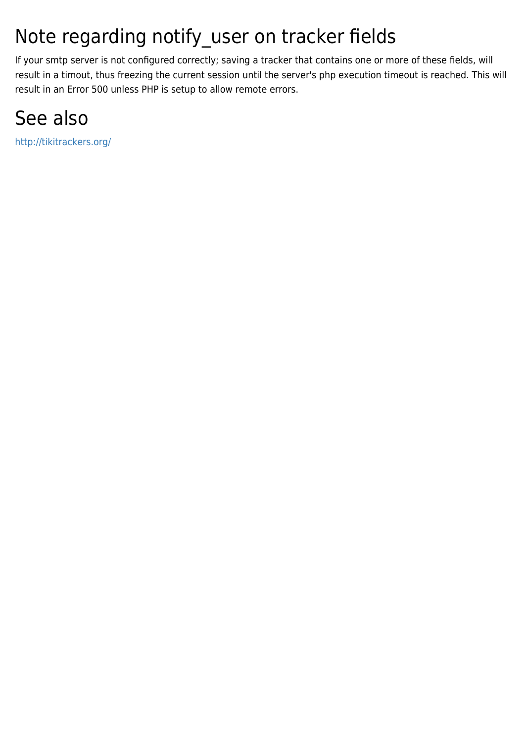# Note regarding notify_user on tracker fields

If your smtp server is not configured correctly; saving a tracker that contains one or more of these fields, will result in a timout, thus freezing the current session until the server's php execution timeout is reached. This will result in an Error 500 unless PHP is setup to allow remote errors.

# See also

http://tikitrackers.org/